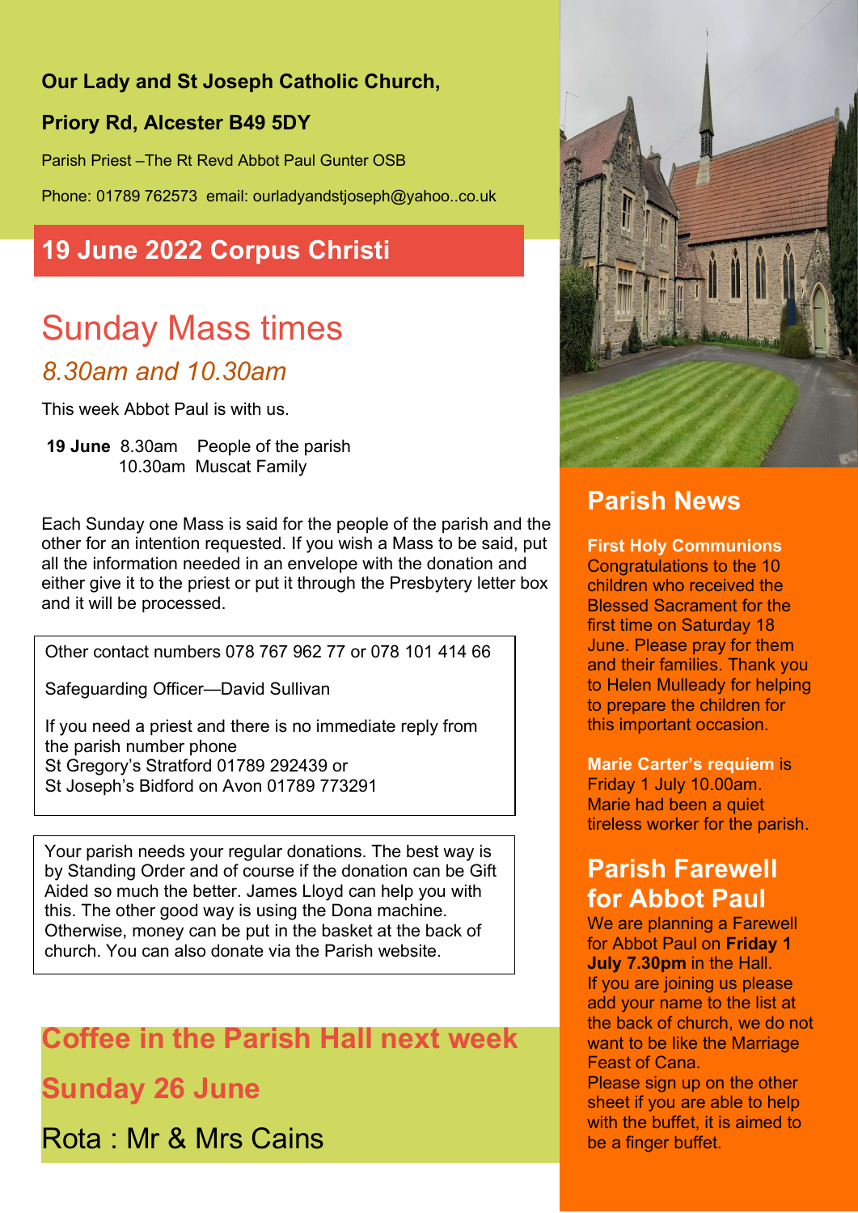**Our Lady and St Joseph Catholic Church,**

**Priory Rd, Alcester B49 5DY**

Parish Priest –The Rt Revd Abbot Paul Gunter OSB

Phone: 01789 762573 email: ourladyandstjoseph@yahoo..co.uk

## 19 June 2022 Corpus Christi

# Sunday Mass times

*8.30am and 10.30am*

This week Abbot Paul is with us.

**19 June** 8.30am People of the parish
10.30am Muscat Family

Each Sunday one Mass is said for the people of the parish and the other for an intention requested. If you wish a Mass to be said, put all the information needed in an envelope with the donation and either give it to the priest or put it through the Presbytery letter box and it will be processed.

Other contact numbers 078 767 962 77 or 078 101 414 66

Safeguarding Officer—David Sullivan

If you need a priest and there is no immediate reply from the parish number phone
St Gregory's Stratford 01789 292439 or
St Joseph's Bidford on Avon 01789 773291

Your parish needs your regular donations. The best way is by Standing Order and of course if the donation can be Gift Aided so much the better. James Lloyd can help you with this. The other good way is using the Dona machine. Otherwise, money can be put in the basket at the back of church. You can also donate via the Parish website.

## Coffee in the Parish Hall next week

## Sunday 26 June

Rota : Mr & Mrs Cains

## Parish News

**First Holy Communions**
Congratulations to the 10 children who received the Blessed Sacrament for the first time on Saturday 18 June. Please pray for them and their families. Thank you to Helen Mulleady for helping to prepare the children for this important occasion.

**Marie Carter's requiem** is Friday 1 July 10.00am. Marie had been a quiet tireless worker for the parish.

## Parish Farewell for Abbot Paul

We are planning a Farewell for Abbot Paul on **Friday 1 July 7.30pm** in the Hall.
If you are joining us please add your name to the list at the back of church, we do not want to be like the Marriage Feast of Cana.
Please sign up on the other sheet if you are able to help with the buffet, it is aimed to be a finger buffet.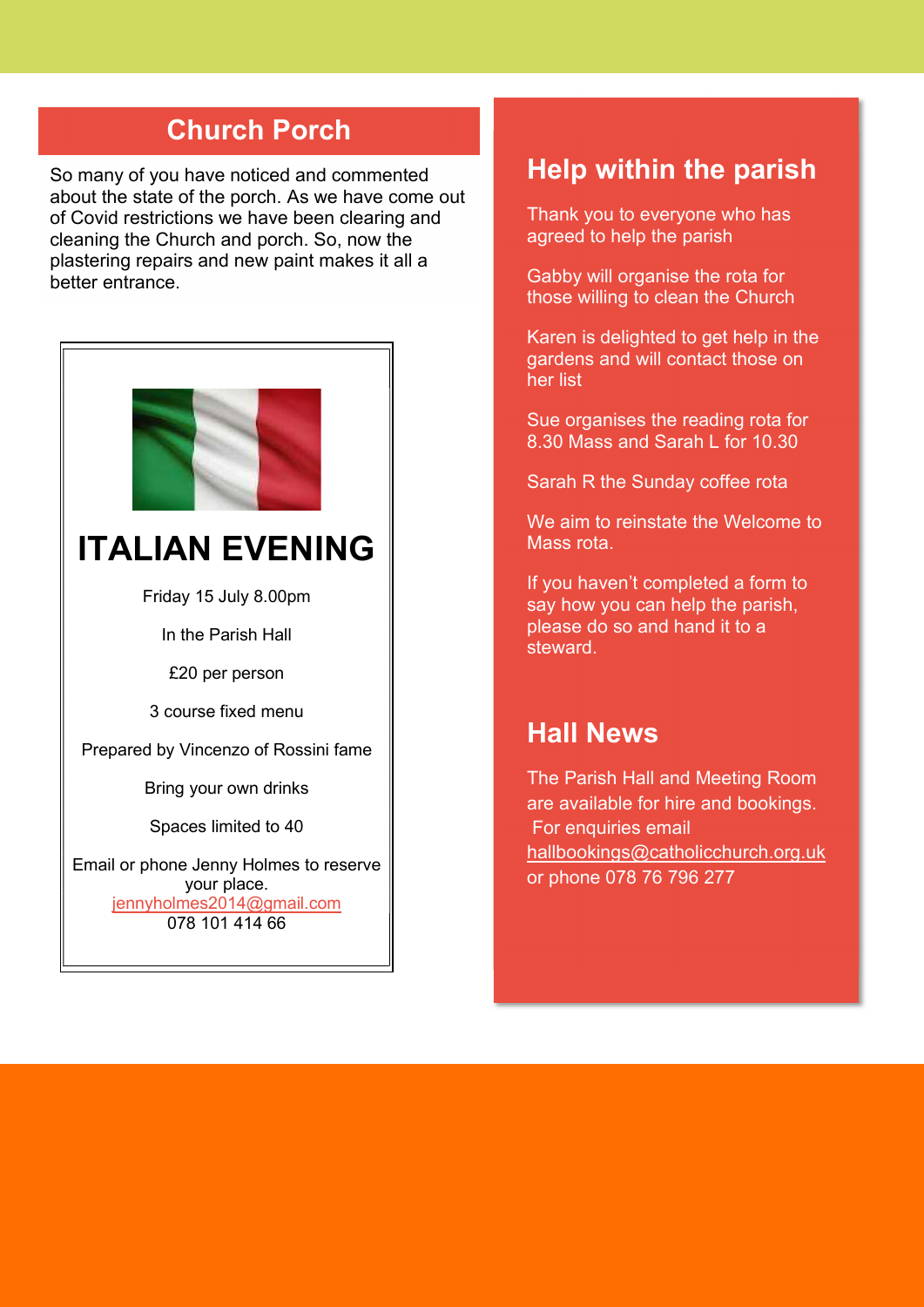## Church Porch

So many of you have noticed and commented about the state of the porch. As we have come out of Covid restrictions we have been clearing and cleaning the Church and porch. So, now the plastering repairs and new paint makes it all a better entrance.

# ITALIAN EVENING

Friday 15 July 8.00pm

In the Parish Hall

£20 per person

3 course fixed menu

Prepared by Vincenzo of Rossini fame

Bring your own drinks

Spaces limited to 40

Email or phone Jenny Holmes to reserve your place.
jennyholmes2014@gmail.com
078 101 414 66

## Help within the parish

Thank you to everyone who has agreed to help the parish

Gabby will organise the rota for those willing to clean the Church

Karen is delighted to get help in the gardens and will contact those on her list

Sue organises the reading rota for 8.30 Mass and Sarah L for 10.30

Sarah R the Sunday coffee rota

We aim to reinstate the Welcome to Mass rota.

If you haven't completed a form to say how you can help the parish, please do so and hand it to a steward.

## Hall News

The Parish Hall and Meeting Room are available for hire and bookings. For enquiries email hallbookings@catholicchurch.org.uk or phone 078 76 796 277